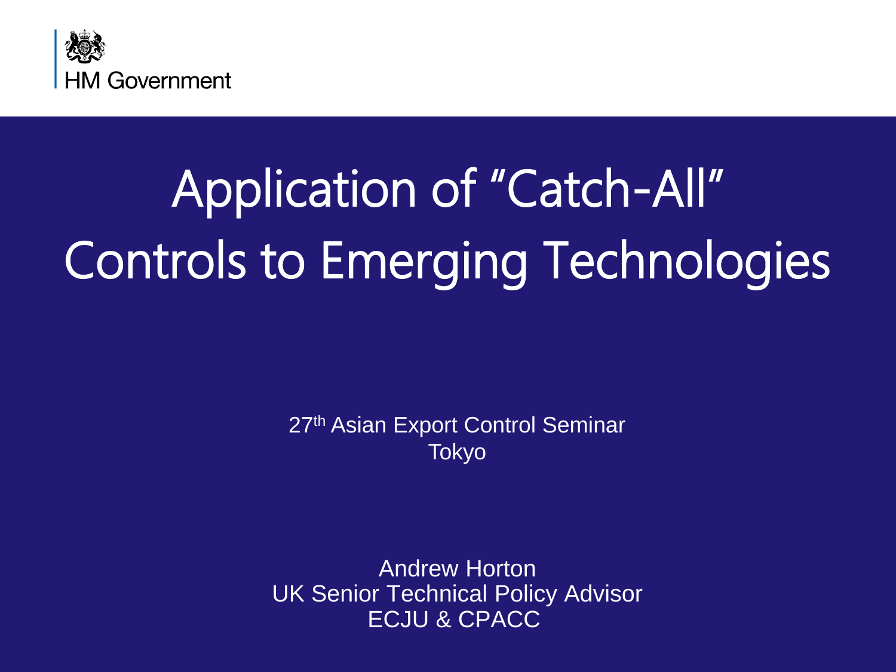HM Government

# Application of "Catch-All" Controls to Emerging Technologies

27th Asian Export Control Seminar
Tokyo

Andrew Horton
UK Senior Technical Policy Advisor
ECJU & CPACC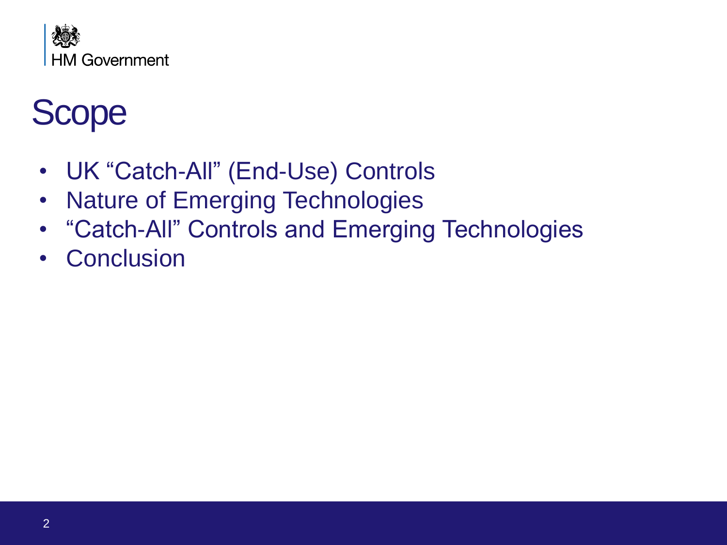# Scope

- UK “Catch-All” (End-Use) Controls
- Nature of Emerging Technologies
- “Catch-All” Controls and Emerging Technologies
- Conclusion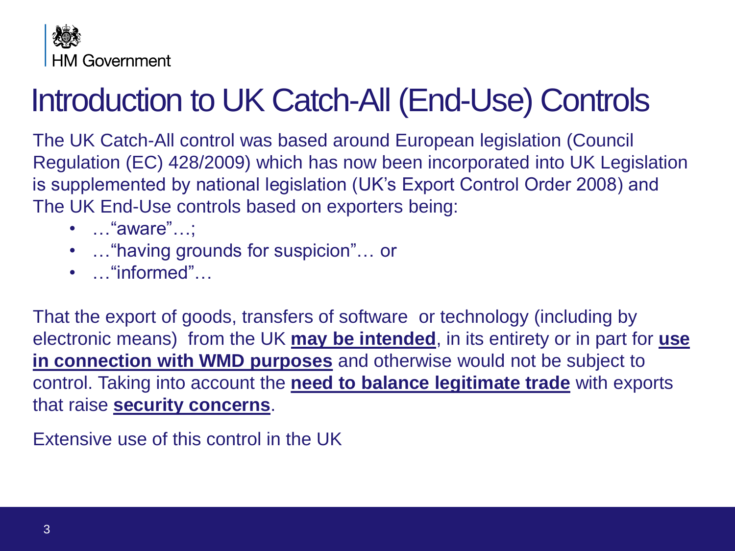HM Government

# Introduction to UK Catch-All (End-Use) Controls

The UK Catch-All control was based around European legislation (Council Regulation (EC) 428/2009) which has now been incorporated into UK Legislation is supplemented by national legislation (UK's Export Control Order 2008) and The UK End-Use controls based on exporters being:

- …"aware"…;
- …"having grounds for suspicion"… or
- …"informed"…

That the export of goods, transfers of software or technology (including by electronic means) from the UK **may be intended**, in its entirety or in part for **use in connection with WMD purposes** and otherwise would not be subject to control. Taking into account the **need to balance legitimate trade** with exports that raise **security concerns**.

Extensive use of this control in the UK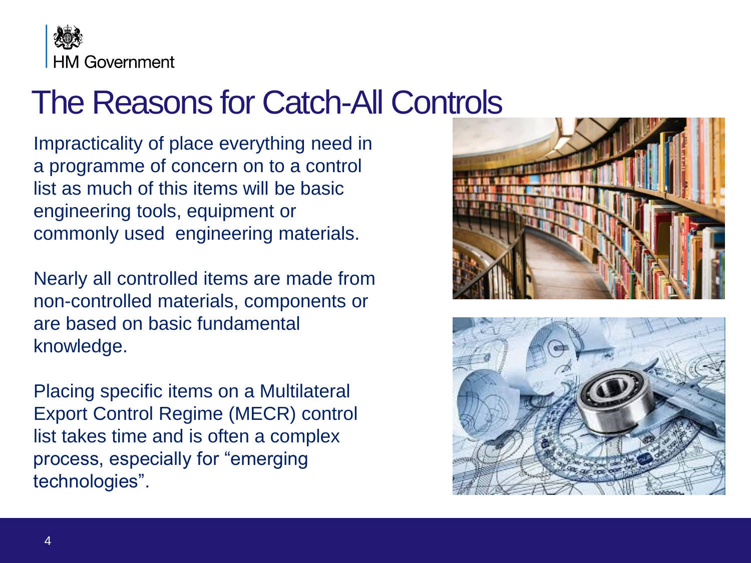# The Reasons for Catch-All Controls

Impracticality of place everything need in a programme of concern on to a control list as much of this items will be basic engineering tools, equipment or commonly used engineering materials.

Nearly all controlled items are made from non-controlled materials, components or are based on basic fundamental knowledge.

Placing specific items on a Multilateral Export Control Regime (MECR) control list takes time and is often a complex process, especially for “emerging technologies”.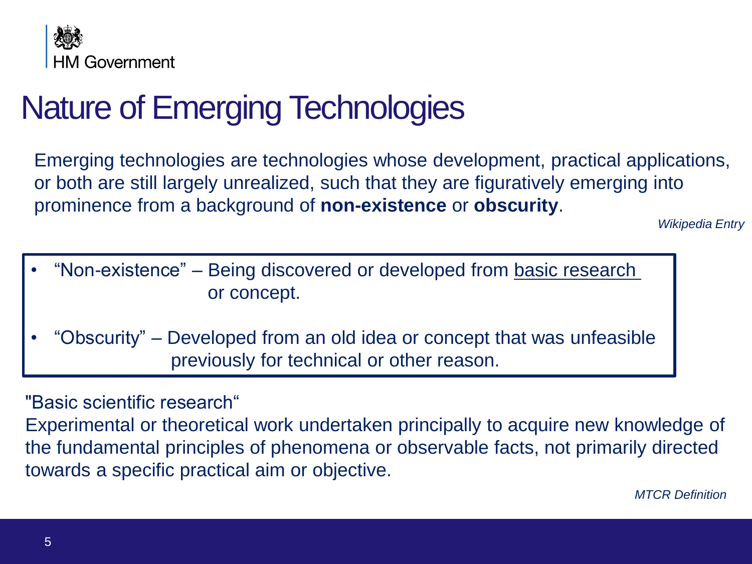# Nature of Emerging Technologies

Emerging technologies are technologies whose development, practical applications, or both are still largely unrealized, such that they are figuratively emerging into prominence from a background of **non-existence** or **obscurity**.

*Wikipedia Entry*

- "Non-existence" – Being discovered or developed from basic research or concept.
- "Obscurity" – Developed from an old idea or concept that was unfeasible previously for technical or other reason.

"Basic scientific research"
Experimental or theoretical work undertaken principally to acquire new knowledge of the fundamental principles of phenomena or observable facts, not primarily directed towards a specific practical aim or objective.

*MTCR Definition*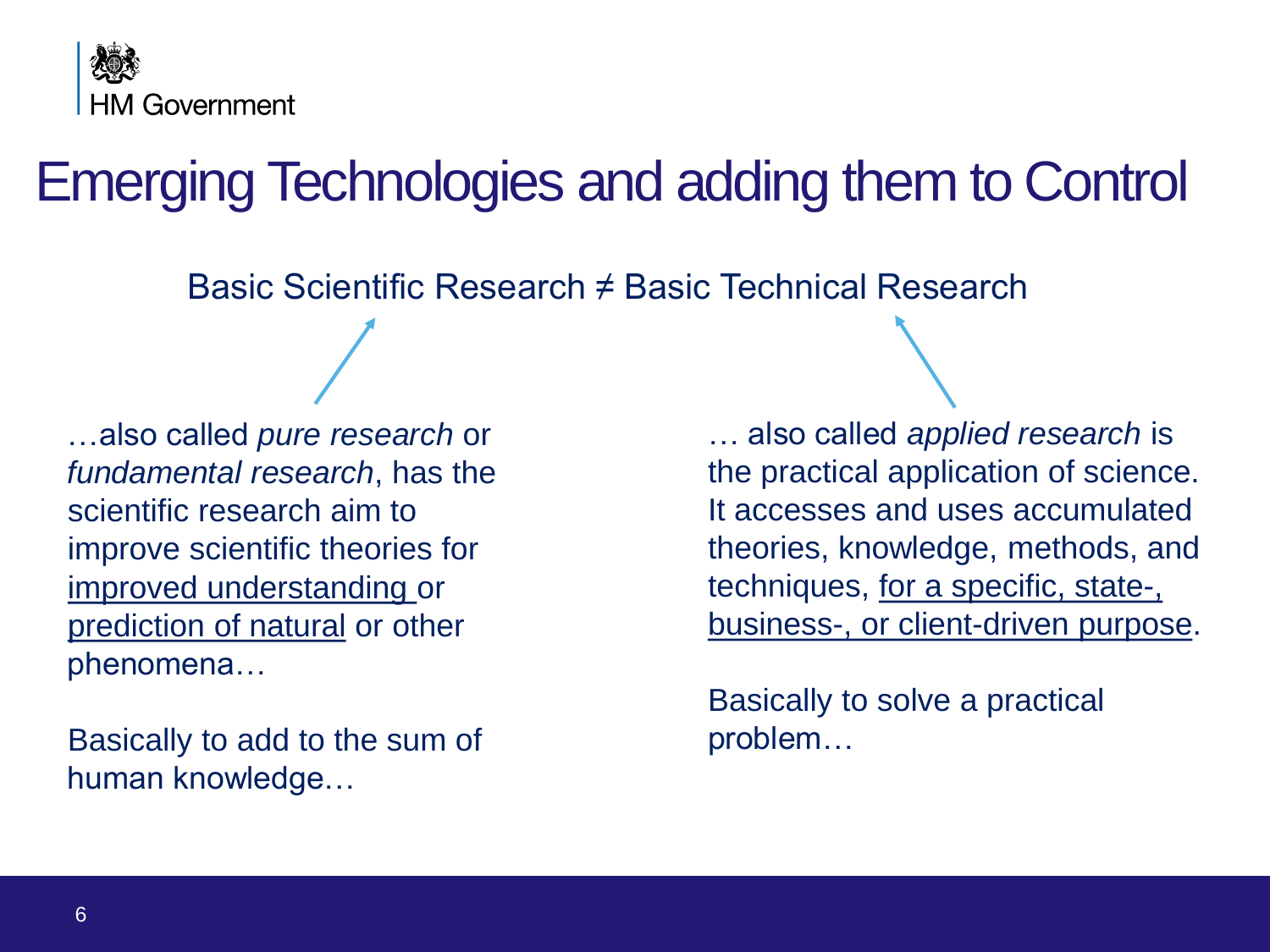# Emerging Technologies and adding them to Control

Basic Scientific Research ≠ Basic Technical Research

…also called *pure research* or *fundamental research*, has the scientific research aim to improve scientific theories for <u>improved understanding</u> or <u>prediction of natural</u> or other phenomena…

Basically to add to the sum of human knowledge…

… also called *applied research* is the practical application of science. It accesses and uses accumulated theories, knowledge, methods, and techniques, <u>for a specific, state-, business-, or client-driven purpose</u>.

Basically to solve a practical problem…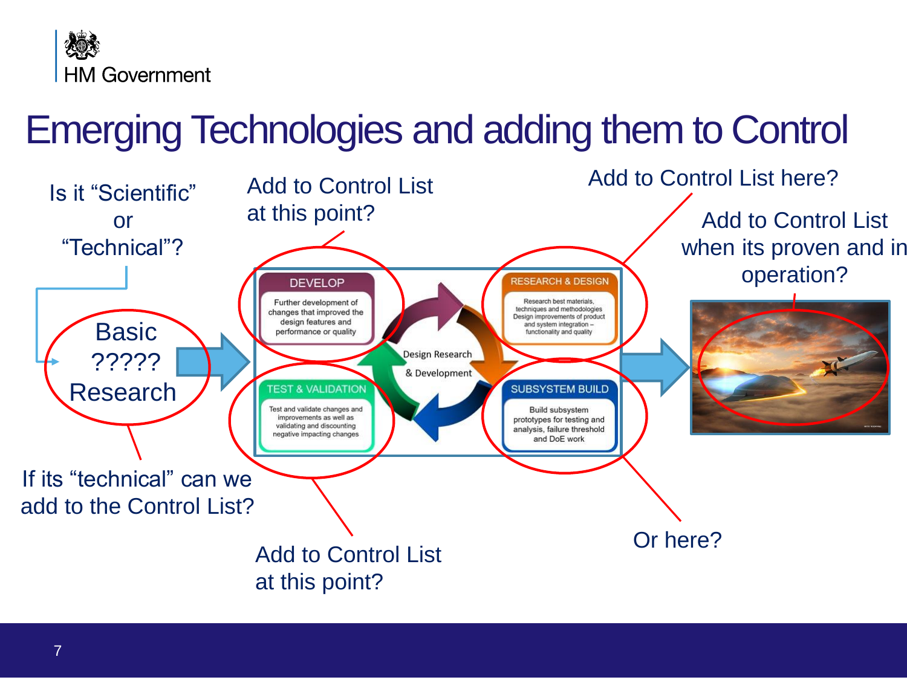# Emerging Technologies and adding them to Control

Is it "Scientific" or "Technical"?

Basic ????? Research

If its "technical" can we add to the Control List?

Add to Control List at this point?

DEVELOP

Further development of changes that improved the design features and performance or quality

RESEARCH & DESIGN

Research best materials, techniques and methodologies Design improvements of product and system integration – functionality and quality

Design Research & Development

TEST & VALIDATION

Test and validate changes and improvements as well as validating and discounting negative impacting changes

SUBSYSTEM BUILD

Build subsystem prototypes for testing and analysis, failure threshold and DoE work

Add to Control List at this point?

Add to Control List here?

Or here?

Add to Control List when its proven and in operation?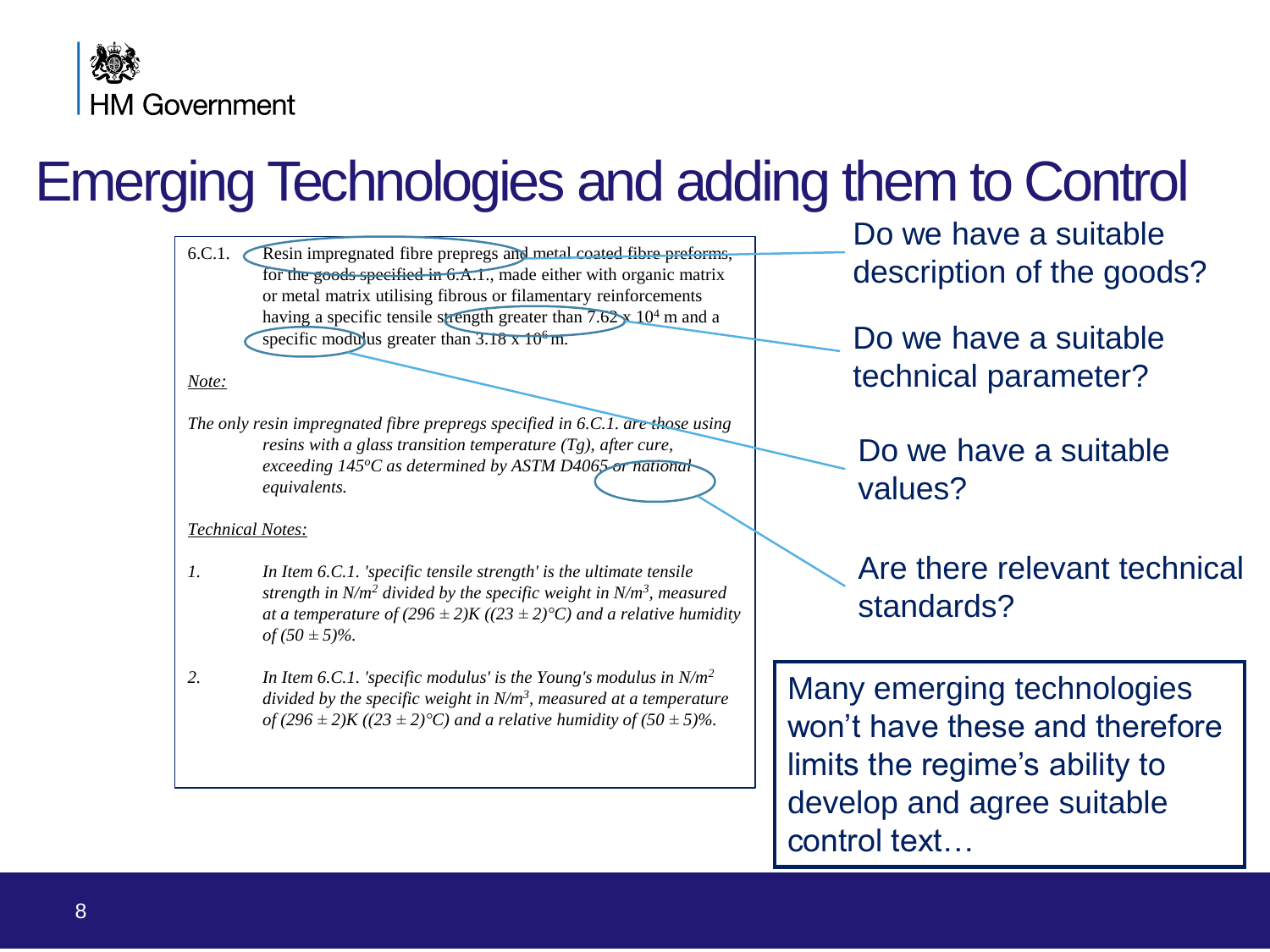# Emerging Technologies and adding them to Control

6.C.1. Resin impregnated fibre prepregs and metal coated fibre preforms, for the goods specified in 6.A.1., made either with organic matrix or metal matrix utilising fibrous or filamentary reinforcements having a specific tensile strength greater than $7.62 \times 10^4$ m and a specific modulus greater than $3.18 \times 10^6$ m.

*Note:*

*The only resin impregnated fibre prepregs specified in 6.C.1. are those using resins with a glass transition temperature (Tg), after cure, exceeding 145°C as determined by ASTM D4065 or national equivalents.*

*Technical Notes:*

1. *In Item 6.C.1. 'specific tensile strength' is the ultimate tensile strength in $N/m^2$ divided by the specific weight in $N/m^3$, measured at a temperature of $(296 \pm 2)$K $((23 \pm 2)$°C) and a relative humidity of $(50 \pm 5)$%.*

2. *In Item 6.C.1. 'specific modulus' is the Young's modulus in $N/m^2$ divided by the specific weight in $N/m^3$, measured at a temperature of $(296 \pm 2)$K $((23 \pm 2)$°C) and a relative humidity of $(50 \pm 5)$%.*

Do we have a suitable description of the goods?

Do we have a suitable technical parameter?

Do we have a suitable values?

Are there relevant technical standards?

Many emerging technologies won't have these and therefore limits the regime's ability to develop and agree suitable control text…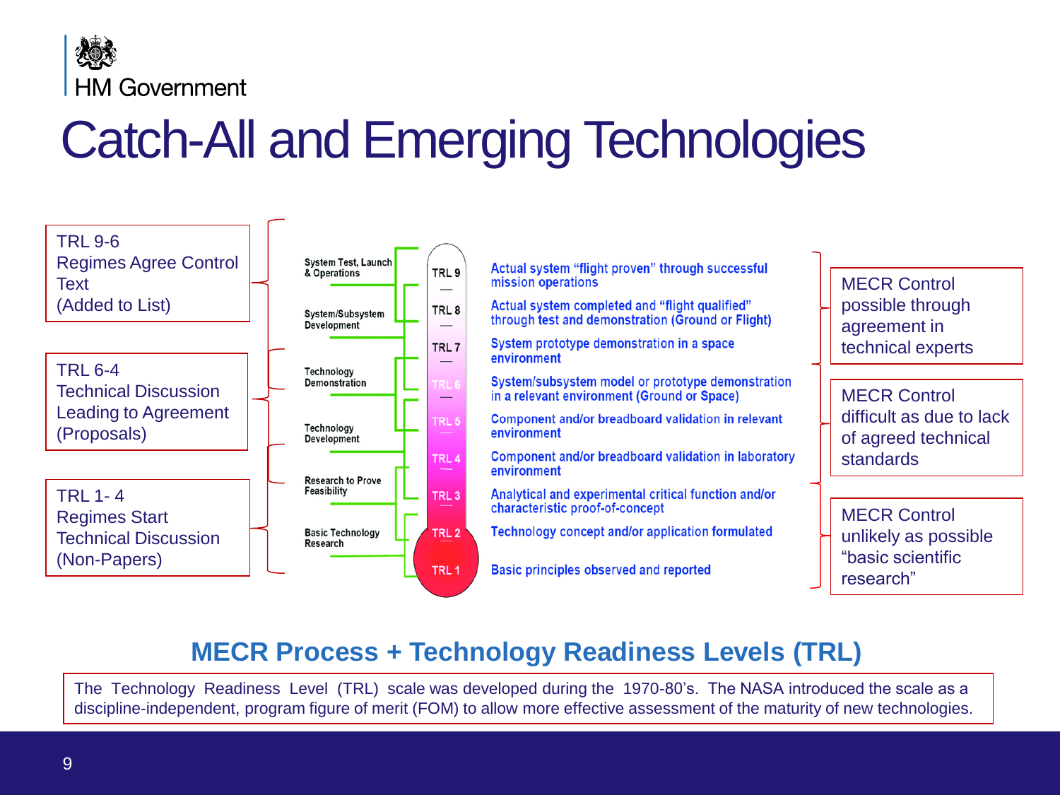# Catch-All and Emerging Technologies

**TRL 9-6**
Regimes Agree Control Text
(Added to List)

**TRL 6-4**
Technical Discussion Leading to Agreement
(Proposals)

**TRL 1- 4**
Regimes Start Technical Discussion
(Non-Papers)

| Phase | TRL | Description |
|---|---|---|
| System Test, Launch & Operations | TRL 9 | Actual system "flight proven" through successful mission operations |
| System/Subsystem Development | TRL 8 | Actual system completed and "flight qualified" through test and demonstration (Ground or Flight) |
| | TRL 7 | System prototype demonstration in a space environment |
| Technology Demonstration | TRL 6 | System/subsystem model or prototype demonstration in a relevant environment (Ground or Space) |
| Technology Development | TRL 5 | Component and/or breadboard validation in relevant environment |
| | TRL 4 | Component and/or breadboard validation in laboratory environment |
| Research to Prove Feasibility | TRL 3 | Analytical and experimental critical function and/or characteristic proof-of-concept |
| Basic Technology Research | TRL 2 | Technology concept and/or application formulated |
| | TRL 1 | Basic principles observed and reported |

MECR Control possible through agreement in technical experts

MECR Control difficult as due to lack of agreed technical standards

MECR Control unlikely as possible "basic scientific research"

## MECR Process + Technology Readiness Levels (TRL)

The Technology Readiness Level (TRL) scale was developed during the 1970-80's. The NASA introduced the scale as a discipline-independent, program figure of merit (FOM) to allow more effective assessment of the maturity of new technologies.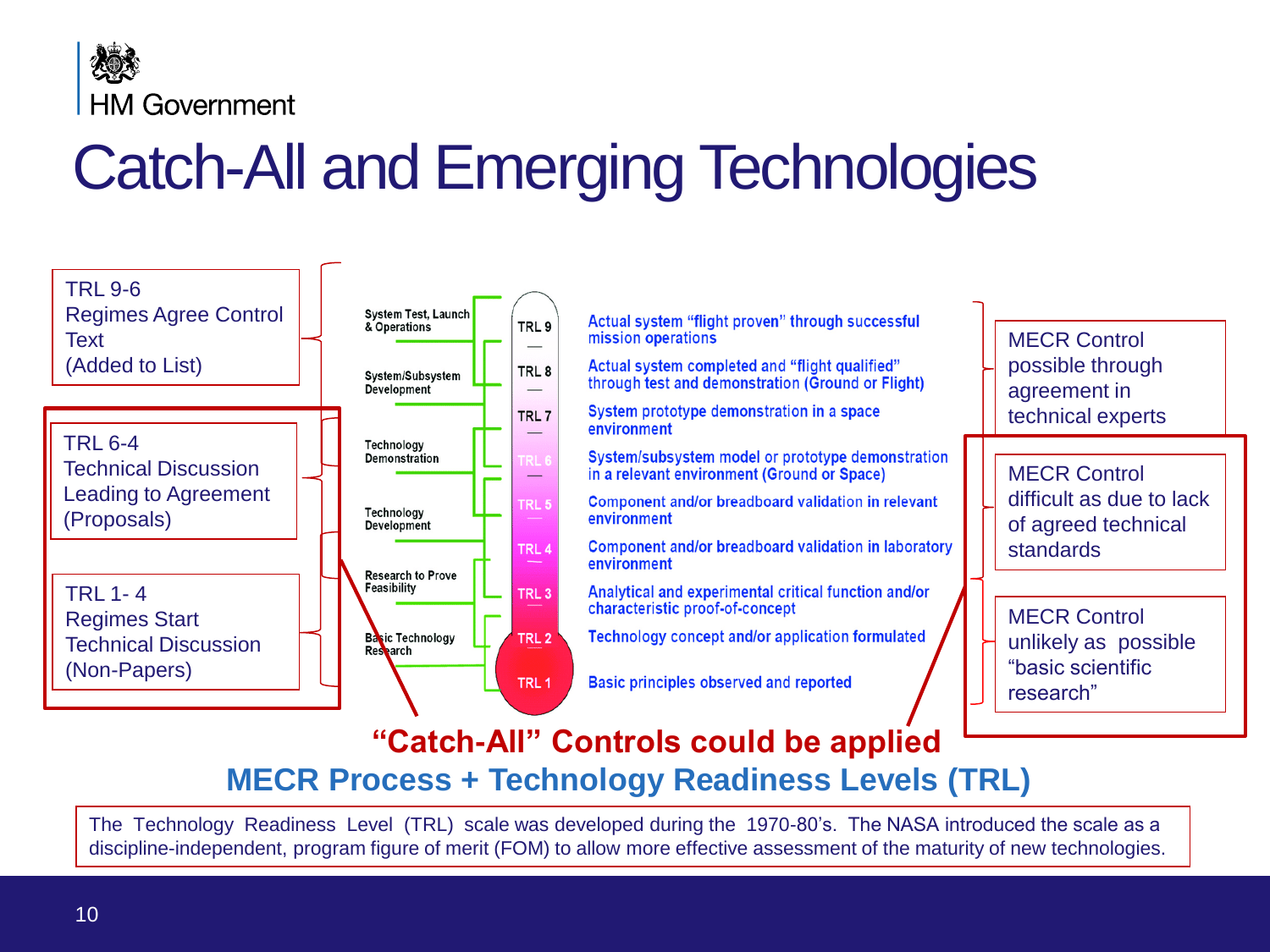HM Government

# Catch-All and Emerging Technologies

TRL 9-6
Regimes Agree Control Text
(Added to List)

TRL 6-4
Technical Discussion Leading to Agreement
(Proposals)

TRL 1- 4
Regimes Start Technical Discussion
(Non-Papers)

| Phase | TRL | Description |
|---|---|---|
| System Test, Launch & Operations | TRL 9 | Actual system "flight proven" through successful mission operations |
| System/Subsystem Development | TRL 8 | Actual system completed and "flight qualified" through test and demonstration (Ground or Flight) |
| | TRL 7 | System prototype demonstration in a space environment |
| Technology Demonstration | TRL 6 | System/subsystem model or prototype demonstration in a relevant environment (Ground or Space) |
| Technology Development | TRL 5 | Component and/or breadboard validation in relevant environment |
| | TRL 4 | Component and/or breadboard validation in laboratory environment |
| Research to Prove Feasibility | TRL 3 | Analytical and experimental critical function and/or characteristic proof-of-concept |
| Basic Technology Research | TRL 2 | Technology concept and/or application formulated |
| | TRL 1 | Basic principles observed and reported |

MECR Control possible through agreement in technical experts

MECR Control difficult as due to lack of agreed technical standards

MECR Control unlikely as possible "basic scientific research"

**"Catch-All" Controls could be applied**

**MECR Process + Technology Readiness Levels (TRL)**

The Technology Readiness Level (TRL) scale was developed during the 1970-80's. The NASA introduced the scale as a discipline-independent, program figure of merit (FOM) to allow more effective assessment of the maturity of new technologies.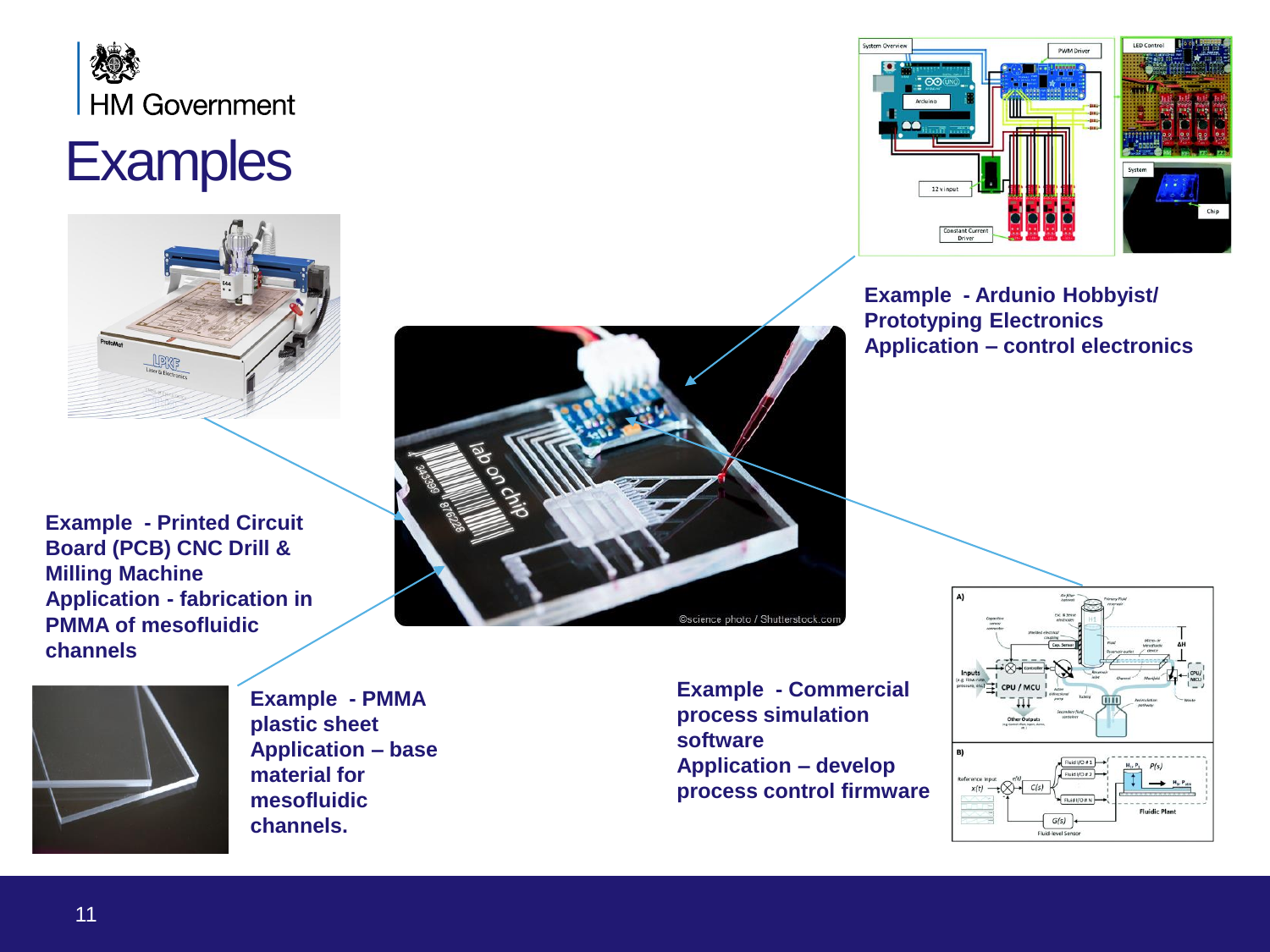# Examples

**Example - Ardunio Hobbyist/ Prototyping Electronics**
**Application – control electronics**

**Example - Printed Circuit Board (PCB) CNC Drill & Milling Machine**
**Application - fabrication in PMMA of mesofluidic channels**

**Example - PMMA plastic sheet**
**Application – base material for mesofluidic channels.**

**Example - Commercial process simulation software**
**Application – develop process control firmware**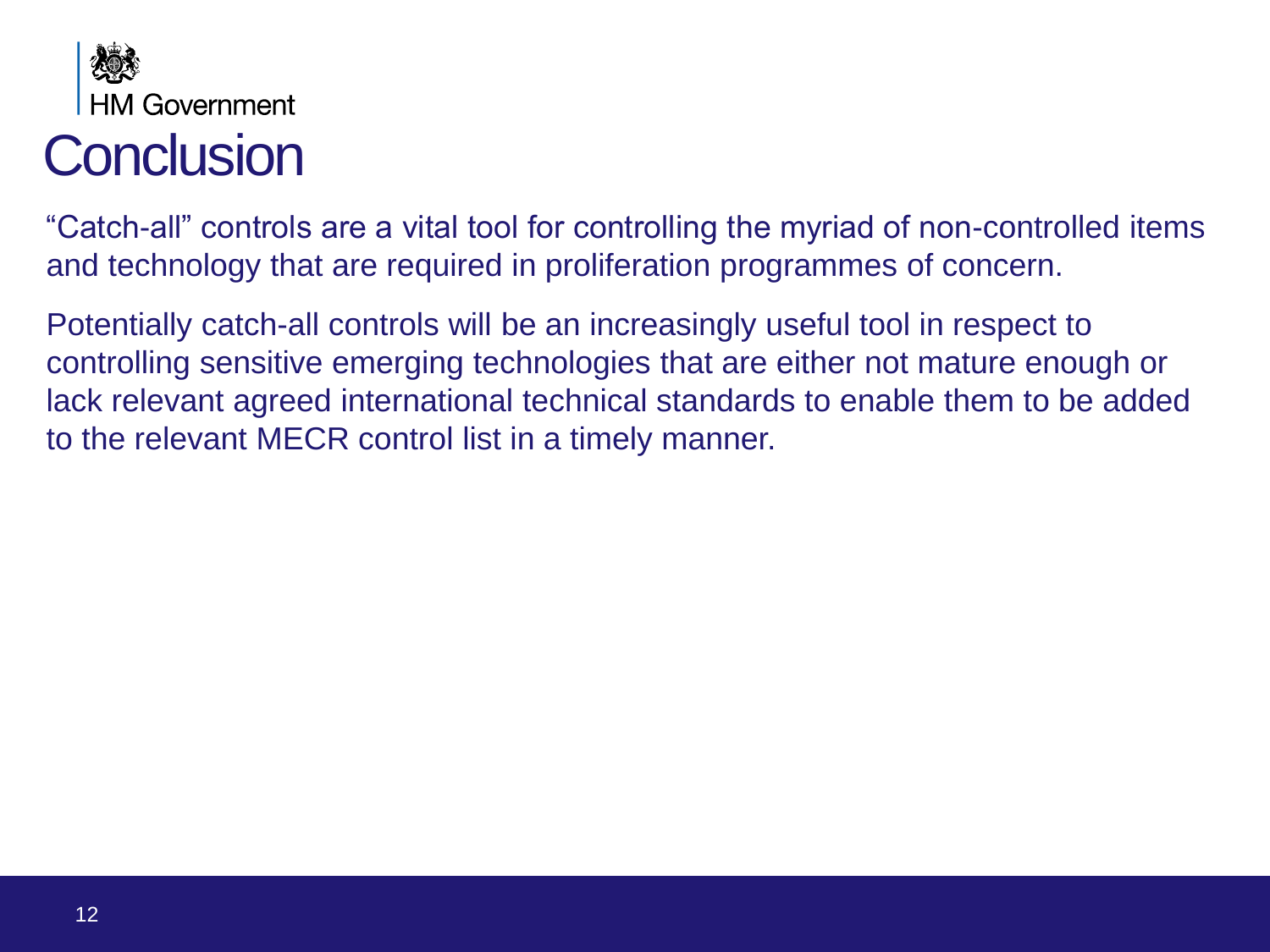# Conclusion

"Catch-all" controls are a vital tool for controlling the myriad of non-controlled items and technology that are required in proliferation programmes of concern.

Potentially catch-all controls will be an increasingly useful tool in respect to controlling sensitive emerging technologies that are either not mature enough or lack relevant agreed international technical standards to enable them to be added to the relevant MECR control list in a timely manner.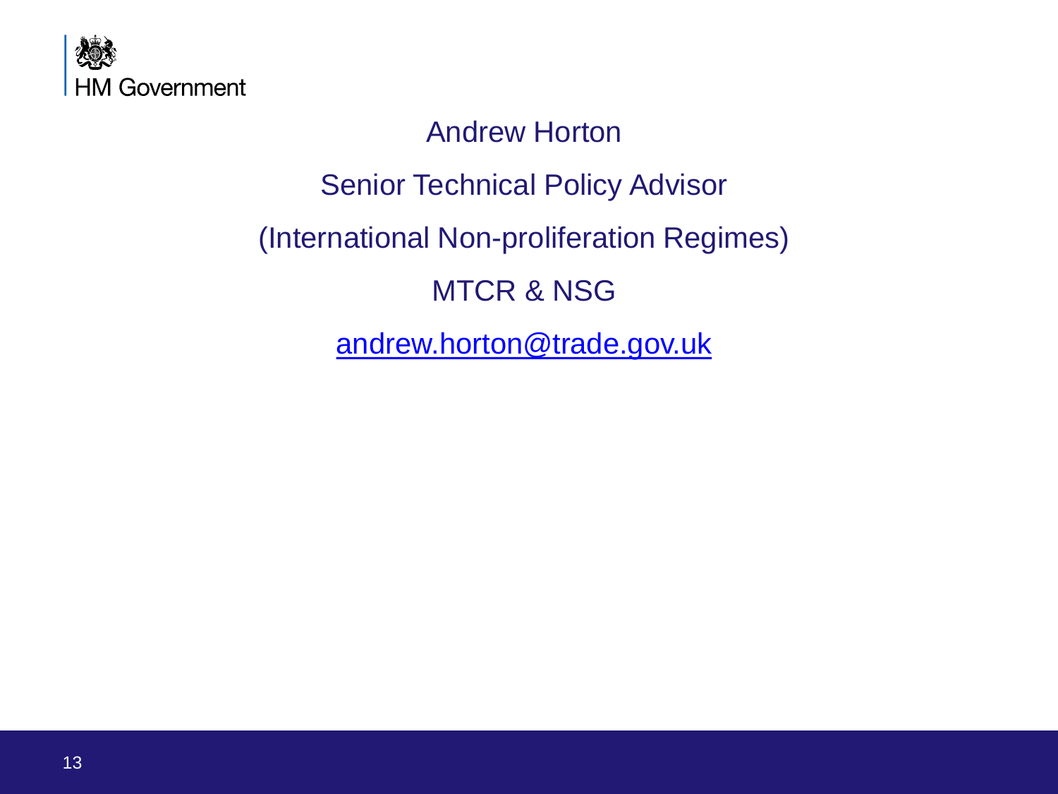HM Government

Andrew Horton

Senior Technical Policy Advisor

(International Non-proliferation Regimes)

MTCR & NSG

andrew.horton@trade.gov.uk